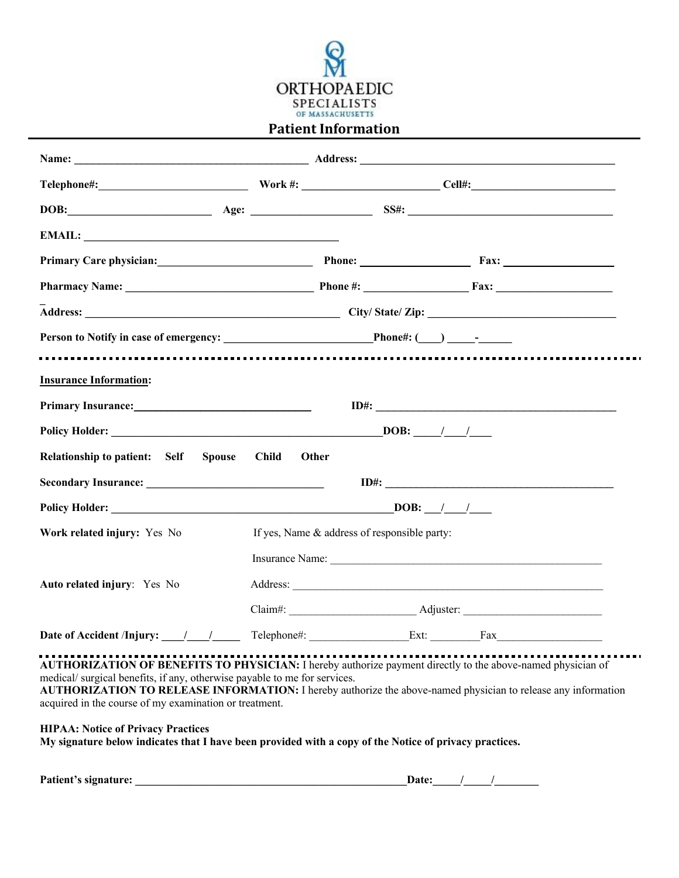ORTHOPAEDIC SPECIALISTS OF MASSACHUSETTS

# Patient Information

**Name:** ________________________________________ **Address:** ______________________________________________

**Telephone#:**__________________________ **Work #:** ________________________ **Cell#:**_________________________

**DOB:**_________________________ **Age:** _____________________ **SS#:** ____________________________________

**EMAIL:** ______________________________________________

**Primary Care physician:**___________________________ **Phone:** ___________________ **Fax:** ___________________

**Pharmacy Name:** _________________________________ **Phone #:** __________________ **Fax:** ____________________

**Address:** ______________________________________________ **City/ State/ Zip:** ________________________________

**Person to Notify in case of emergency:** __________________________**Phone#:** (____) _____-______

---

**Insurance Information:**

**Primary Insurance:**________________________________ **ID#:** _____________________________________________

**Policy Holder:** __________________________________________________**DOB:** _____/____/____

**Relationship to patient:** **Self** **Spouse** **Child** **Other**

**Secondary Insurance:** ________________________________ **ID#:** __________________________________________

**Policy Holder:** ___________________________________________________**DOB:** ___/____/____

**Work related injury:** Yes No

**Auto related injury:** Yes No

If yes, Name & address of responsible party:

Insurance Name: __________________________________________________

Address: _________________________________________________________

Claim#: ______________________ Adjuster: ________________________

**Date of Accident /Injury:** ____/____/_____

Telephone#: _________________Ext: ________Fax__________________

---

**AUTHORIZATION OF BENEFITS TO PHYSICIAN:** I hereby authorize payment directly to the above-named physician of medical/ surgical benefits, if any, otherwise payable to me for services.

**AUTHORIZATION TO RELEASE INFORMATION:** I hereby authorize the above-named physician to release any information acquired in the course of my examination or treatment.

**HIPAA: Notice of Privacy Practices**

**My signature below indicates that I have been provided with a copy of the Notice of privacy practices.**

**Patient's signature:** __________________________________________________**Date:**_____/_____/________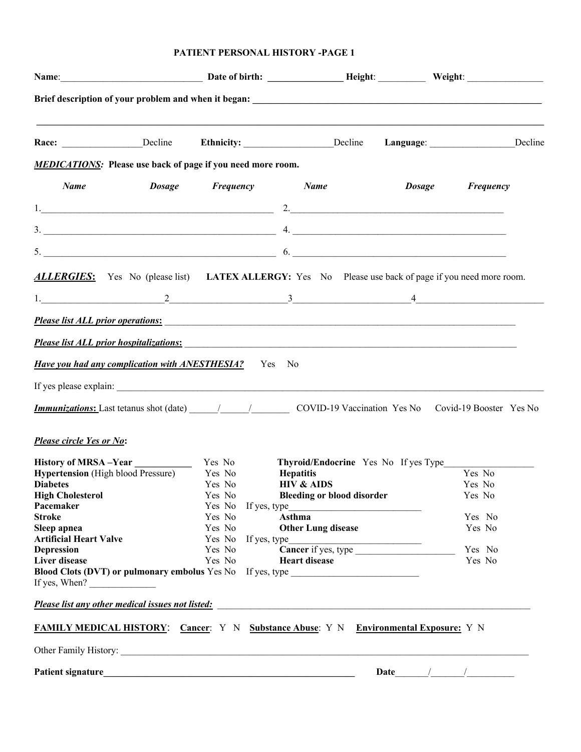## PATIENT PERSONAL HISTORY -PAGE 1

**Name**:______________________________ **Date of birth:** _______________ **Height**: __________ **Weight**: ________________

**Brief description of your problem and when it began:** ______________________________________________________________

_____________________________________________________________________________________________

**Race:** ________________Decline **Ethnicity:** __________________Decline **Language**: _________________Decline

***MEDICATIONS**:* **Please use back of page if you need more room.**

| ***Name*** | ***Dosage*** | ***Frequency*** | ***Name*** | ***Dosage*** | ***Frequency*** |
|---|---|---|---|---|---|
| 1.__________ | | | 2.__________ | | |
| 3.__________ | | | 4.__________ | | |
| 5.__________ | | | 6.__________ | | |

***ALLERGIES*:** Yes No (please list) **LATEX ALLERGY:** Yes No Please use back of page if you need more room.

1.________________________2________________________3________________________4__________________________

***Please list ALL prior operations*:** ____________________________________________________________________________

***Please list ALL prior hospitalizations*:** _______________________________________________________________________

***Have you had any complication with ANESTHESIA?*** Yes No

If yes please explain: ___________________________________________________________________________________________

***Immunizations*:** Last tetanus shot (date) ______/______/________ COVID-19 Vaccination Yes No Covid-19 Booster Yes No

***Please circle Yes or No*:**

**History of MRSA –Year ___________** Yes No

**Hypertension** (High blood Pressure) Yes No

**Diabetes** Yes No

**High Cholesterol** Yes No

**Pacemaker** Yes No If yes, type___________________________

**Stroke** Yes No

**Sleep apnea** Yes No

**Artificial Heart Valve** Yes No If yes, type___________________________

**Depression** Yes No

**Liver disease** Yes No

**Blood Clots (DVT) or pulmonary embolus** Yes No If yes, type ___________________________

If yes, When? ______________

**Thyroid/Endocrine** Yes No If yes Type___________________

**Hepatitis** Yes No

**HIV & AIDS** Yes No

**Bleeding or blood disorder** Yes No

**Asthma** Yes No

**Other Lung disease** Yes No

**Cancer** if yes, type ____________________ Yes No

**Heart disease** Yes No

***Please list any other medical issues not listed:*** ____________________________________________________________________

**FAMILY MEDICAL HISTORY**: **Cancer**: Y N **Substance Abuse**: Y N **Environmental Exposure:** Y N

Other Family History: ____________________________________________________________________________________________

**Patient signature_______________________________________________________** **Date**_______/_______/__________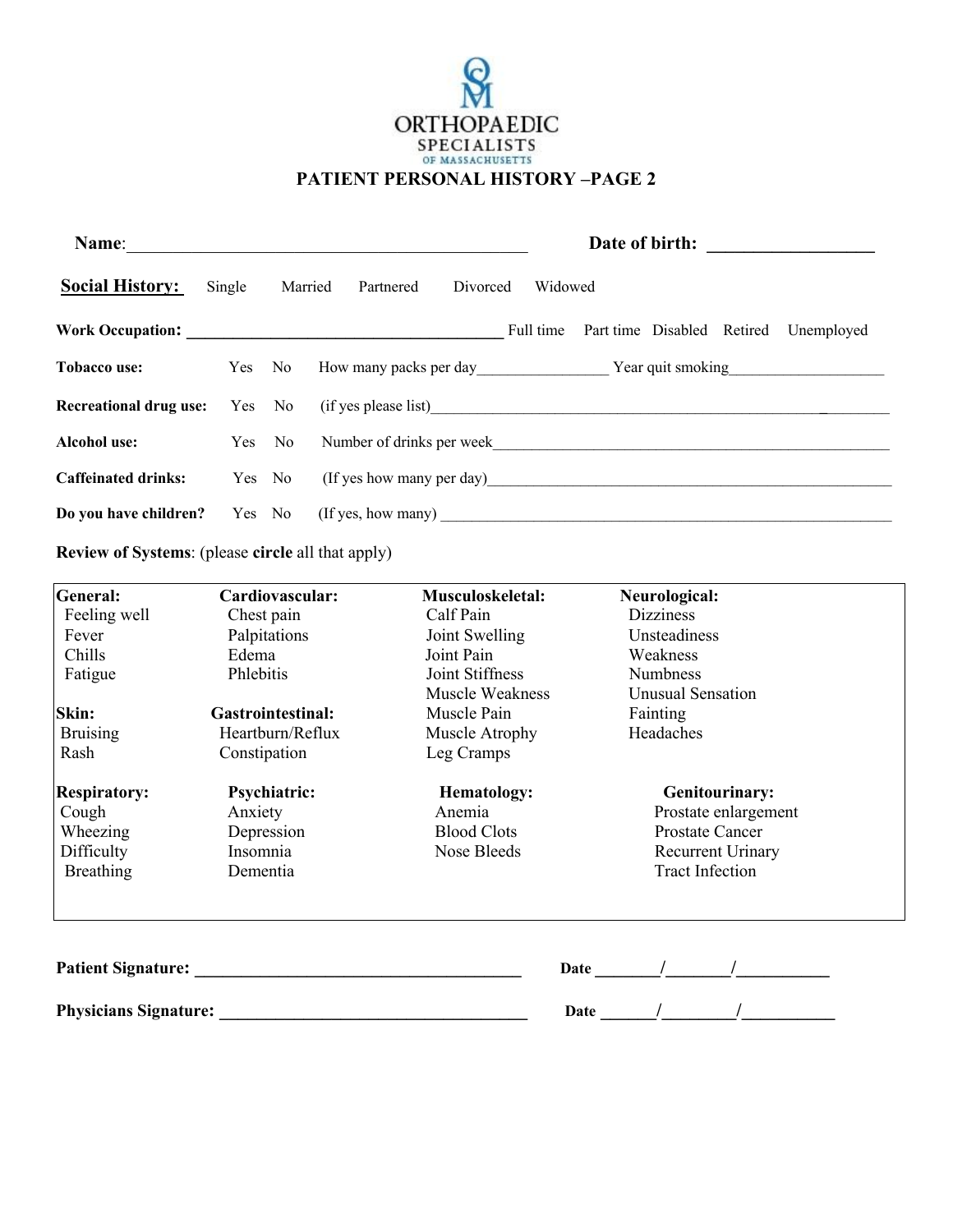ORTHOPAEDIC SPECIALISTS OF MASSACHUSETTS

# PATIENT PERSONAL HISTORY –PAGE 2

**Name**:_______________________________________________ **Date of birth:** __________________

**Social History:** Single Married Partnered Divorced Widowed

**Work Occupation:** _______________________________________ Full time Part time Disabled Retired Unemployed

**Tobacco use:** Yes No How many packs per day_________________ Year quit smoking____________________

**Recreational drug use:** Yes No (if yes please list)__________________________________________________________

**Alcohol use:** Yes No Number of drinks per week______________________________________________________

**Caffeinated drinks:** Yes No (If yes how many per day)_____________________________________________________

**Do you have children?** Yes No (If yes, how many) ___________________________________________________________

**Review of Systems**: (please **circle** all that apply)

| **General:** | **Cardiovascular:** | **Musculoskeletal:** | **Neurological:** |
|---|---|---|---|
| Feeling well | Chest pain | Calf Pain | Dizziness |
| Fever | Palpitations | Joint Swelling | Unsteadiness |
| Chills | Edema | Joint Pain | Weakness |
| Fatigue | Phlebitis | Joint Stiffness | Numbness |
| | | Muscle Weakness | Unusual Sensation |
| **Skin:** | **Gastrointestinal:** | Muscle Pain | Fainting |
| Bruising | Heartburn/Reflux | Muscle Atrophy | Headaches |
| Rash | Constipation | Leg Cramps | |
| **Respiratory:** | **Psychiatric:** | **Hematology:** | **Genitourinary:** |
| Cough | Anxiety | Anemia | Prostate enlargement |
| Wheezing | Depression | Blood Clots | Prostate Cancer |
| Difficulty Breathing | Insomnia | Nose Bleeds | Recurrent Urinary Tract Infection |
| | Dementia | | |

**Patient Signature:** ______________________________________ **Date** _______/_______/__________

**Physicians Signature:** ___________________________________ **Date** ______/________/__________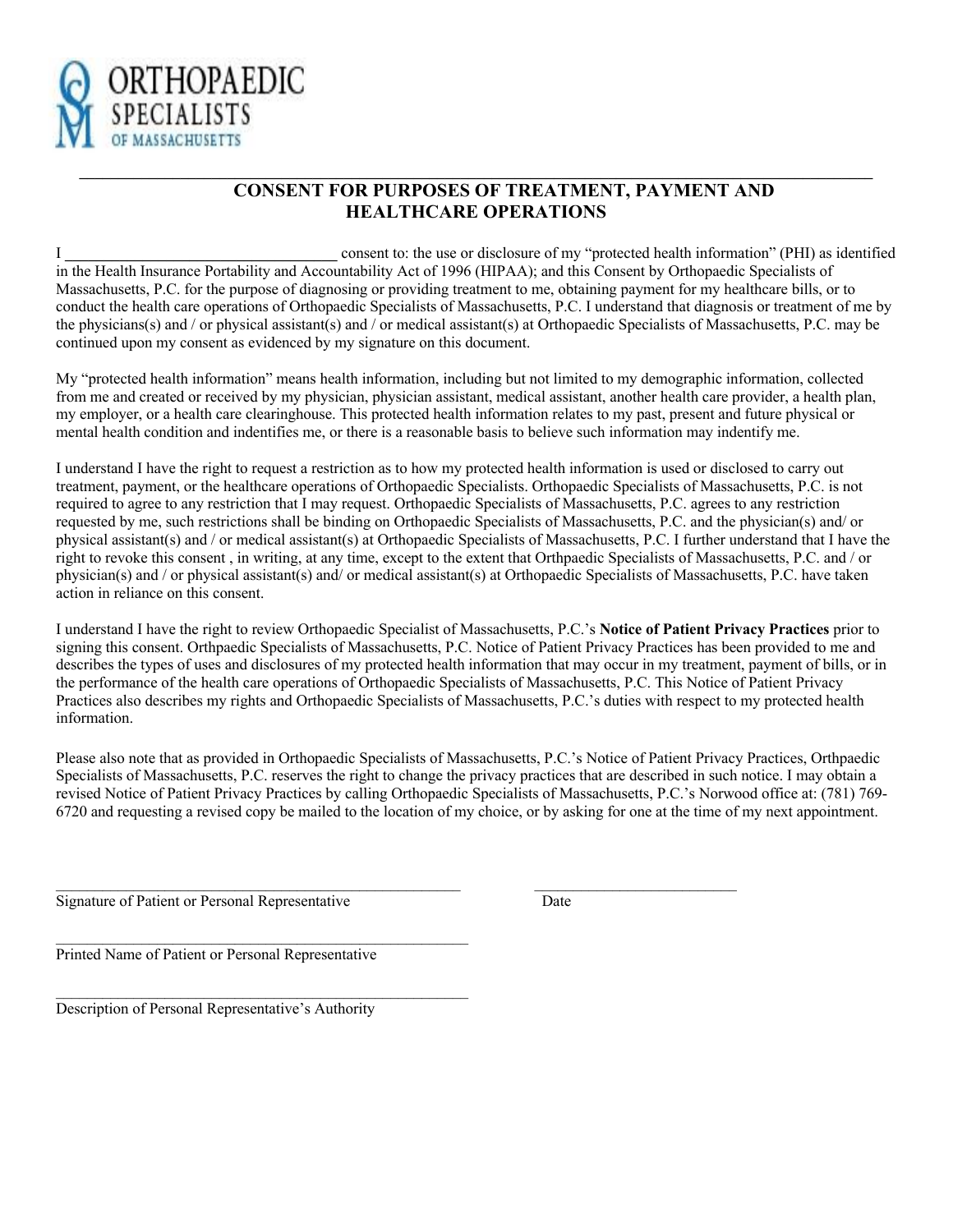ORTHOPAEDIC SPECIALISTS OF MASSACHUSETTS

---

## CONSENT FOR PURPOSES OF TREATMENT, PAYMENT AND HEALTHCARE OPERATIONS

I ________________________________ consent to: the use or disclosure of my "protected health information" (PHI) as identified in the Health Insurance Portability and Accountability Act of 1996 (HIPAA); and this Consent by Orthopaedic Specialists of Massachusetts, P.C. for the purpose of diagnosing or providing treatment to me, obtaining payment for my healthcare bills, or to conduct the health care operations of Orthopaedic Specialists of Massachusetts, P.C. I understand that diagnosis or treatment of me by the physicians(s) and / or physical assistant(s) and / or medical assistant(s) at Orthopaedic Specialists of Massachusetts, P.C. may be continued upon my consent as evidenced by my signature on this document.

My "protected health information" means health information, including but not limited to my demographic information, collected from me and created or received by my physician, physician assistant, medical assistant, another health care provider, a health plan, my employer, or a health care clearinghouse. This protected health information relates to my past, present and future physical or mental health condition and indentifies me, or there is a reasonable basis to believe such information may indentify me.

I understand I have the right to request a restriction as to how my protected health information is used or disclosed to carry out treatment, payment, or the healthcare operations of Orthopaedic Specialists. Orthopaedic Specialists of Massachusetts, P.C. is not required to agree to any restriction that I may request. Orthopaedic Specialists of Massachusetts, P.C. agrees to any restriction requested by me, such restrictions shall be binding on Orthopaedic Specialists of Massachusetts, P.C. and the physician(s) and/ or physical assistant(s) and / or medical assistant(s) at Orthopaedic Specialists of Massachusetts, P.C. I further understand that I have the right to revoke this consent , in writing, at any time, except to the extent that Orthpaedic Specialists of Massachusetts, P.C. and / or physician(s) and / or physical assistant(s) and/ or medical assistant(s) at Orthopaedic Specialists of Massachusetts, P.C. have taken action in reliance on this consent.

I understand I have the right to review Orthopaedic Specialist of Massachusetts, P.C.'s **Notice of Patient Privacy Practices** prior to signing this consent. Orthpaedic Specialists of Massachusetts, P.C. Notice of Patient Privacy Practices has been provided to me and describes the types of uses and disclosures of my protected health information that may occur in my treatment, payment of bills, or in the performance of the health care operations of Orthopaedic Specialists of Massachusetts, P.C. This Notice of Patient Privacy Practices also describes my rights and Orthopaedic Specialists of Massachusetts, P.C.'s duties with respect to my protected health information.

Please also note that as provided in Orthopaedic Specialists of Massachusetts, P.C.'s Notice of Patient Privacy Practices, Orthpaedic Specialists of Massachusetts, P.C. reserves the right to change the privacy practices that are described in such notice. I may obtain a revised Notice of Patient Privacy Practices by calling Orthopaedic Specialists of Massachusetts, P.C.'s Norwood office at: (781) 769-6720 and requesting a revised copy be mailed to the location of my choice, or by asking for one at the time of my next appointment.

______________________________________________ ________________________

Signature of Patient or Personal Representative Date

______________________________________________

Printed Name of Patient or Personal Representative

______________________________________________

Description of Personal Representative's Authority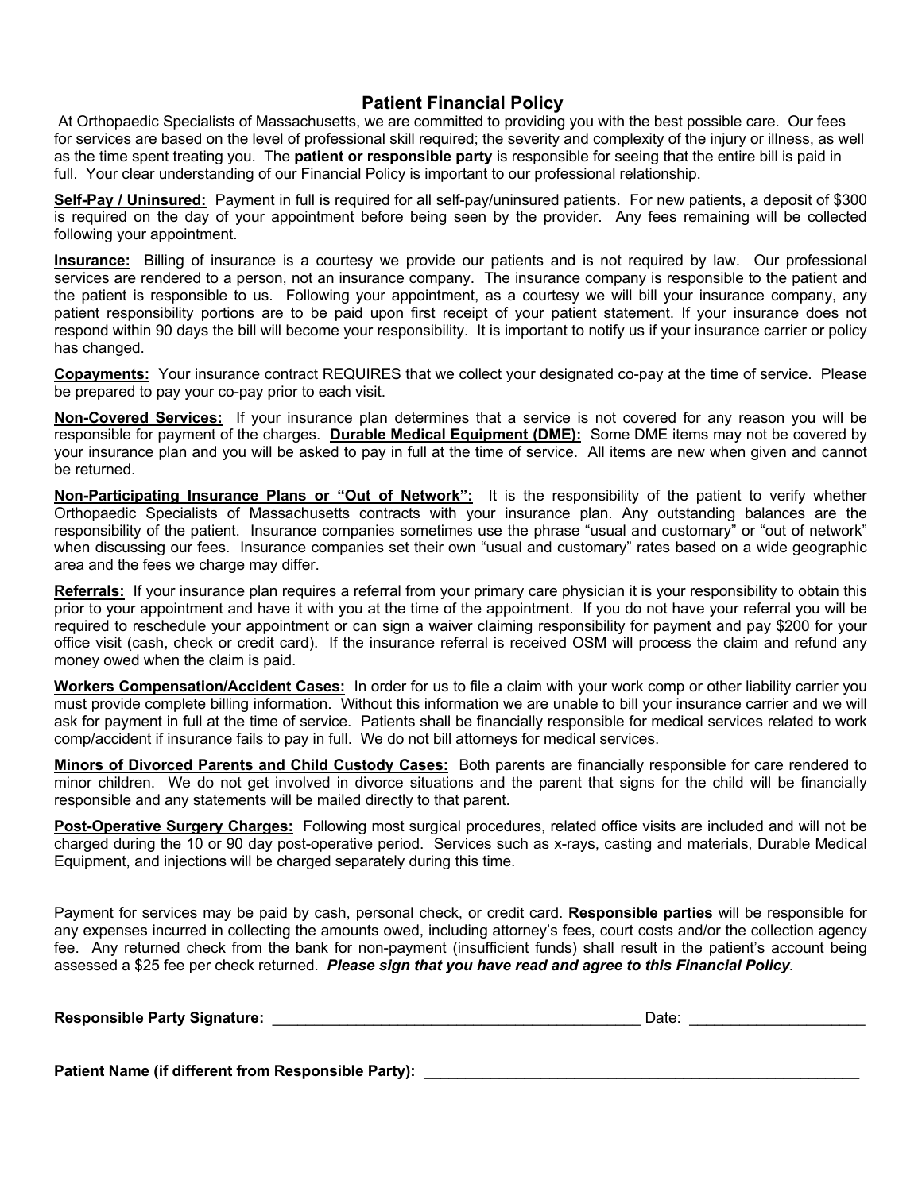## Patient Financial Policy

At Orthopaedic Specialists of Massachusetts, we are committed to providing you with the best possible care. Our fees for services are based on the level of professional skill required; the severity and complexity of the injury or illness, as well as the time spent treating you. The **patient or responsible party** is responsible for seeing that the entire bill is paid in full. Your clear understanding of our Financial Policy is important to our professional relationship.

**Self-Pay / Uninsured:** Payment in full is required for all self-pay/uninsured patients. For new patients, a deposit of $300 is required on the day of your appointment before being seen by the provider. Any fees remaining will be collected following your appointment.

**Insurance:** Billing of insurance is a courtesy we provide our patients and is not required by law. Our professional services are rendered to a person, not an insurance company. The insurance company is responsible to the patient and the patient is responsible to us. Following your appointment, as a courtesy we will bill your insurance company, any patient responsibility portions are to be paid upon first receipt of your patient statement. If your insurance does not respond within 90 days the bill will become your responsibility. It is important to notify us if your insurance carrier or policy has changed.

**Copayments:** Your insurance contract REQUIRES that we collect your designated co-pay at the time of service. Please be prepared to pay your co-pay prior to each visit.

**Non-Covered Services:** If your insurance plan determines that a service is not covered for any reason you will be responsible for payment of the charges. **Durable Medical Equipment (DME):** Some DME items may not be covered by your insurance plan and you will be asked to pay in full at the time of service. All items are new when given and cannot be returned.

**Non-Participating Insurance Plans or "Out of Network":** It is the responsibility of the patient to verify whether Orthopaedic Specialists of Massachusetts contracts with your insurance plan. Any outstanding balances are the responsibility of the patient. Insurance companies sometimes use the phrase "usual and customary" or "out of network" when discussing our fees. Insurance companies set their own "usual and customary" rates based on a wide geographic area and the fees we charge may differ.

**Referrals:** If your insurance plan requires a referral from your primary care physician it is your responsibility to obtain this prior to your appointment and have it with you at the time of the appointment. If you do not have your referral you will be required to reschedule your appointment or can sign a waiver claiming responsibility for payment and pay $200 for your office visit (cash, check or credit card). If the insurance referral is received OSM will process the claim and refund any money owed when the claim is paid.

**Workers Compensation/Accident Cases:** In order for us to file a claim with your work comp or other liability carrier you must provide complete billing information. Without this information we are unable to bill your insurance carrier and we will ask for payment in full at the time of service. Patients shall be financially responsible for medical services related to work comp/accident if insurance fails to pay in full. We do not bill attorneys for medical services.

**Minors of Divorced Parents and Child Custody Cases:** Both parents are financially responsible for care rendered to minor children. We do not get involved in divorce situations and the parent that signs for the child will be financially responsible and any statements will be mailed directly to that parent.

**Post-Operative Surgery Charges:** Following most surgical procedures, related office visits are included and will not be charged during the 10 or 90 day post-operative period. Services such as x-rays, casting and materials, Durable Medical Equipment, and injections will be charged separately during this time.

Payment for services may be paid by cash, personal check, or credit card. **Responsible parties** will be responsible for any expenses incurred in collecting the amounts owed, including attorney's fees, court costs and/or the collection agency fee. Any returned check from the bank for non-payment (insufficient funds) shall result in the patient's account being assessed a $25 fee per check returned. ***Please sign that you have read and agree to this Financial Policy***.

**Responsible Party Signature:** _____________________________________________ Date: _____________________

**Patient Name (if different from Responsible Party):** _____________________________________________________